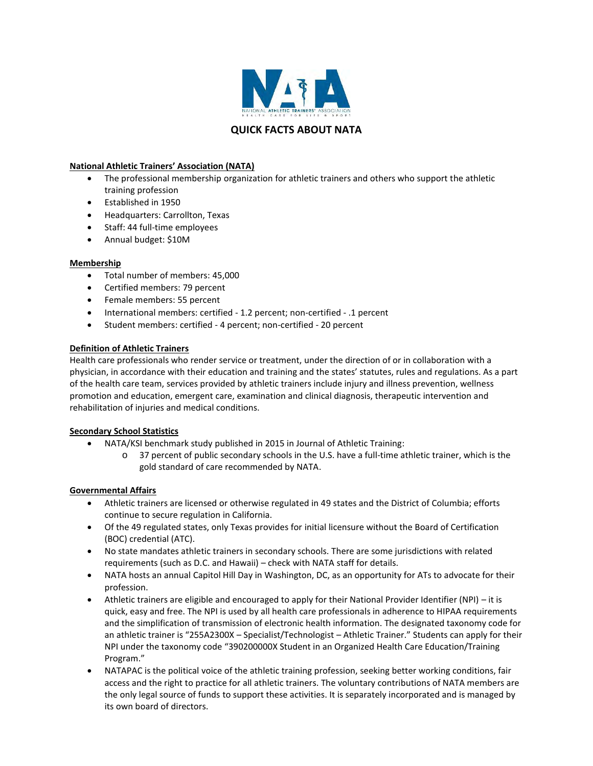# QUICK FACTS ABOUT NATA

## National Athletic Trainers' Association (NATA)

- The professional membership organization for athletic trainers and others who support the athletic training profession
- Established in 1950
- Headquarters: Carrollton, Texas
- Staff: 44 full-time employees
- Annual budget: $10M

## Membership

- Total number of members: 45,000
- Certified members: 79 percent
- Female members: 55 percent
- International members: certified - 1.2 percent; non-certified - .1 percent
- Student members: certified - 4 percent; non-certified - 20 percent

## Definition of Athletic Trainers

Health care professionals who render service or treatment, under the direction of or in collaboration with a physician, in accordance with their education and training and the states' statutes, rules and regulations. As a part of the health care team, services provided by athletic trainers include injury and illness prevention, wellness promotion and education, emergent care, examination and clinical diagnosis, therapeutic intervention and rehabilitation of injuries and medical conditions.

## Secondary School Statistics

- NATA/KSI benchmark study published in 2015 in Journal of Athletic Training:
  - 37 percent of public secondary schools in the U.S. have a full-time athletic trainer, which is the gold standard of care recommended by NATA.

## Governmental Affairs

- Athletic trainers are licensed or otherwise regulated in 49 states and the District of Columbia; efforts continue to secure regulation in California.
- Of the 49 regulated states, only Texas provides for initial licensure without the Board of Certification (BOC) credential (ATC).
- No state mandates athletic trainers in secondary schools. There are some jurisdictions with related requirements (such as D.C. and Hawaii) – check with NATA staff for details.
- NATA hosts an annual Capitol Hill Day in Washington, DC, as an opportunity for ATs to advocate for their profession.
- Athletic trainers are eligible and encouraged to apply for their National Provider Identifier (NPI) – it is quick, easy and free. The NPI is used by all health care professionals in adherence to HIPAA requirements and the simplification of transmission of electronic health information. The designated taxonomy code for an athletic trainer is "255A2300X – Specialist/Technologist – Athletic Trainer." Students can apply for their NPI under the taxonomy code "390200000X Student in an Organized Health Care Education/Training Program."
- NATAPAC is the political voice of the athletic training profession, seeking better working conditions, fair access and the right to practice for all athletic trainers. The voluntary contributions of NATA members are the only legal source of funds to support these activities. It is separately incorporated and is managed by its own board of directors.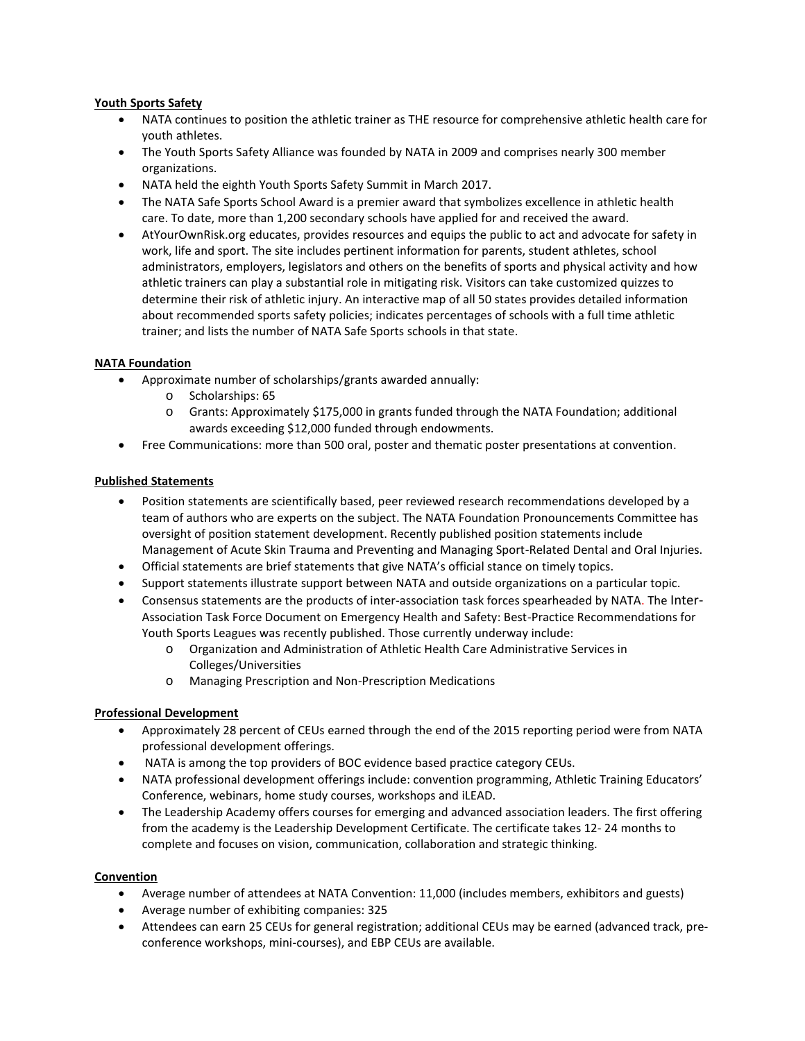**Youth Sports Safety**

- NATA continues to position the athletic trainer as THE resource for comprehensive athletic health care for youth athletes.
- The Youth Sports Safety Alliance was founded by NATA in 2009 and comprises nearly 300 member organizations.
- NATA held the eighth Youth Sports Safety Summit in March 2017.
- The NATA Safe Sports School Award is a premier award that symbolizes excellence in athletic health care. To date, more than 1,200 secondary schools have applied for and received the award.
- AtYourOwnRisk.org educates, provides resources and equips the public to act and advocate for safety in work, life and sport. The site includes pertinent information for parents, student athletes, school administrators, employers, legislators and others on the benefits of sports and physical activity and how athletic trainers can play a substantial role in mitigating risk. Visitors can take customized quizzes to determine their risk of athletic injury. An interactive map of all 50 states provides detailed information about recommended sports safety policies; indicates percentages of schools with a full time athletic trainer; and lists the number of NATA Safe Sports schools in that state.

**NATA Foundation**

- Approximate number of scholarships/grants awarded annually:
  - Scholarships: 65
  - Grants: Approximately $175,000 in grants funded through the NATA Foundation; additional awards exceeding $12,000 funded through endowments.
- Free Communications: more than 500 oral, poster and thematic poster presentations at convention.

**Published Statements**

- Position statements are scientifically based, peer reviewed research recommendations developed by a team of authors who are experts on the subject. The NATA Foundation Pronouncements Committee has oversight of position statement development. Recently published position statements include Management of Acute Skin Trauma and Preventing and Managing Sport-Related Dental and Oral Injuries.
- Official statements are brief statements that give NATA's official stance on timely topics.
- Support statements illustrate support between NATA and outside organizations on a particular topic.
- Consensus statements are the products of inter-association task forces spearheaded by NATA. The Inter-Association Task Force Document on Emergency Health and Safety: Best-Practice Recommendations for Youth Sports Leagues was recently published. Those currently underway include:
  - Organization and Administration of Athletic Health Care Administrative Services in Colleges/Universities
  - Managing Prescription and Non-Prescription Medications

**Professional Development**

- Approximately 28 percent of CEUs earned through the end of the 2015 reporting period were from NATA professional development offerings.
- NATA is among the top providers of BOC evidence based practice category CEUs.
- NATA professional development offerings include: convention programming, Athletic Training Educators' Conference, webinars, home study courses, workshops and iLEAD.
- The Leadership Academy offers courses for emerging and advanced association leaders. The first offering from the academy is the Leadership Development Certificate. The certificate takes 12- 24 months to complete and focuses on vision, communication, collaboration and strategic thinking.

**Convention**

- Average number of attendees at NATA Convention: 11,000 (includes members, exhibitors and guests)
- Average number of exhibiting companies: 325
- Attendees can earn 25 CEUs for general registration; additional CEUs may be earned (advanced track, pre-conference workshops, mini-courses), and EBP CEUs are available.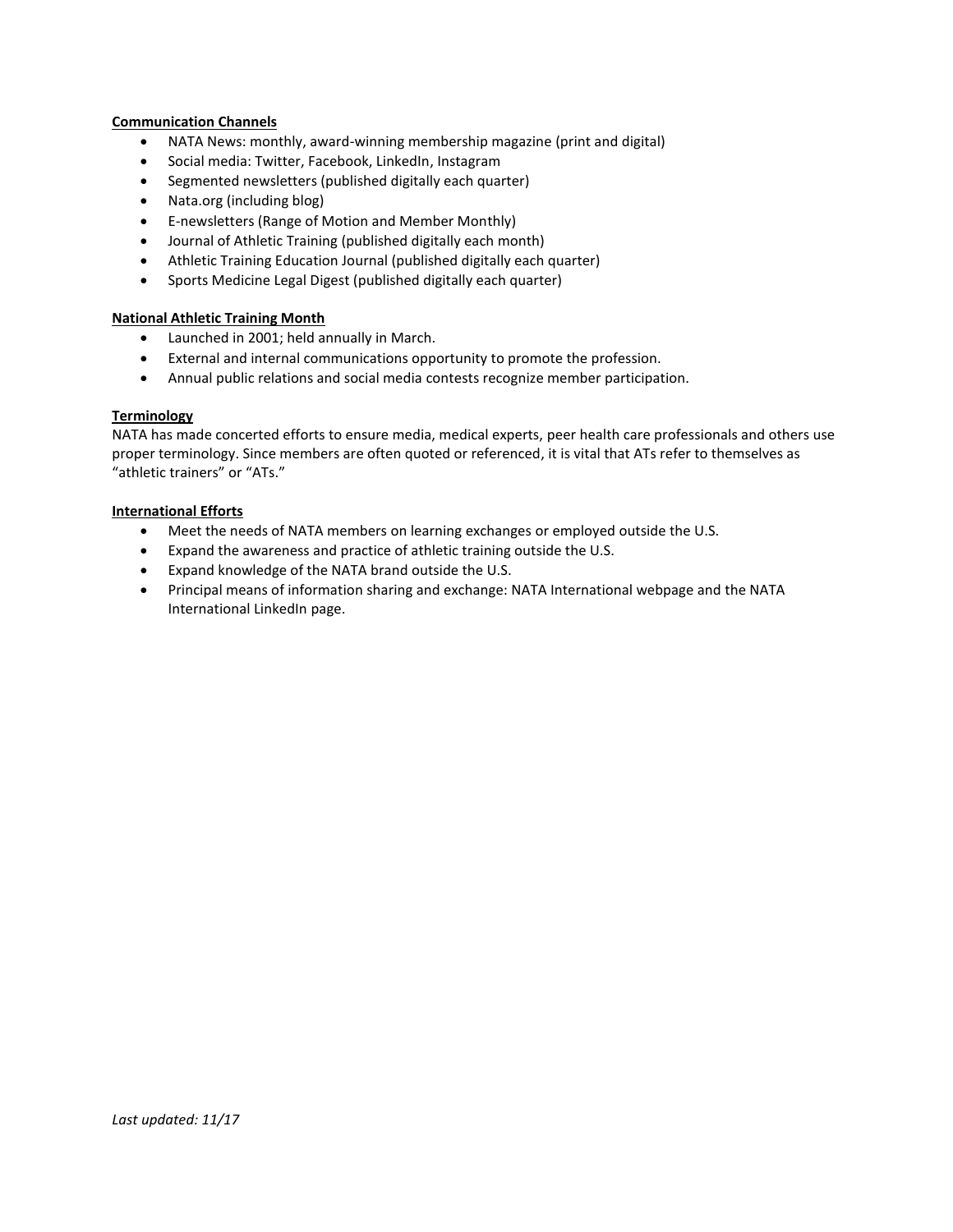**Communication Channels**

- NATA News: monthly, award-winning membership magazine (print and digital)
- Social media: Twitter, Facebook, LinkedIn, Instagram
- Segmented newsletters (published digitally each quarter)
- Nata.org (including blog)
- E-newsletters (Range of Motion and Member Monthly)
- Journal of Athletic Training (published digitally each month)
- Athletic Training Education Journal (published digitally each quarter)
- Sports Medicine Legal Digest (published digitally each quarter)

**National Athletic Training Month**

- Launched in 2001; held annually in March.
- External and internal communications opportunity to promote the profession.
- Annual public relations and social media contests recognize member participation.

**Terminology**

NATA has made concerted efforts to ensure media, medical experts, peer health care professionals and others use proper terminology. Since members are often quoted or referenced, it is vital that ATs refer to themselves as "athletic trainers" or "ATs."

**International Efforts**

- Meet the needs of NATA members on learning exchanges or employed outside the U.S.
- Expand the awareness and practice of athletic training outside the U.S.
- Expand knowledge of the NATA brand outside the U.S.
- Principal means of information sharing and exchange: NATA International webpage and the NATA International LinkedIn page.

*Last updated: 11/17*